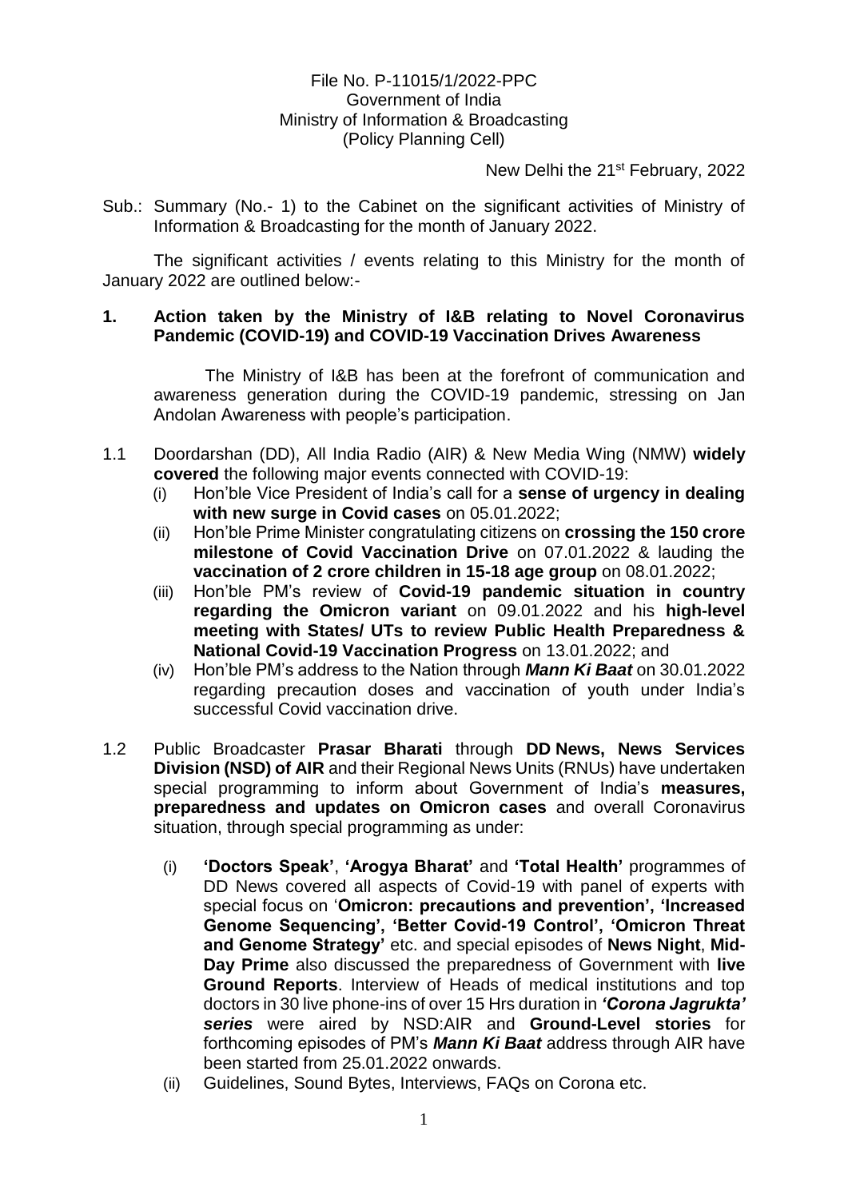File No. P-11015/1/2022-PPC
Government of India
Ministry of Information & Broadcasting
(Policy Planning Cell)

New Delhi the 21st February, 2022

Sub.: Summary (No.- 1) to the Cabinet on the significant activities of Ministry of Information & Broadcasting for the month of January 2022.

The significant activities / events relating to this Ministry for the month of January 2022 are outlined below:-

## 1. Action taken by the Ministry of I&B relating to Novel Coronavirus Pandemic (COVID-19) and COVID-19 Vaccination Drives Awareness

The Ministry of I&B has been at the forefront of communication and awareness generation during the COVID-19 pandemic, stressing on Jan Andolan Awareness with people's participation.

1.1 Doordarshan (DD), All India Radio (AIR) & New Media Wing (NMW) **widely covered** the following major events connected with COVID-19:

(i) Hon'ble Vice President of India's call for a **sense of urgency in dealing with new surge in Covid cases** on 05.01.2022;

(ii) Hon'ble Prime Minister congratulating citizens on **crossing the 150 crore milestone of Covid Vaccination Drive** on 07.01.2022 & lauding the **vaccination of 2 crore children in 15-18 age group** on 08.01.2022;

(iii) Hon'ble PM's review of **Covid-19 pandemic situation in country regarding the Omicron variant** on 09.01.2022 and his **high-level meeting with States/ UTs to review Public Health Preparedness & National Covid-19 Vaccination Progress** on 13.01.2022; and

(iv) Hon'ble PM's address to the Nation through ***Mann Ki Baat*** on 30.01.2022 regarding precaution doses and vaccination of youth under India's successful Covid vaccination drive.

1.2 Public Broadcaster **Prasar Bharati** through **DD News, News Services Division (NSD) of AIR** and their Regional News Units (RNUs) have undertaken special programming to inform about Government of India's **measures, preparedness and updates on Omicron cases** and overall Coronavirus situation, through special programming as under:

(i) **'Doctors Speak'**, **'Arogya Bharat'** and **'Total Health'** programmes of DD News covered all aspects of Covid-19 with panel of experts with special focus on '**Omicron: precautions and prevention', 'Increased Genome Sequencing', 'Better Covid-19 Control', 'Omicron Threat and Genome Strategy'** etc. and special episodes of **News Night**, **Mid-Day Prime** also discussed the preparedness of Government with **live Ground Reports**. Interview of Heads of medical institutions and top doctors in 30 live phone-ins of over 15 Hrs duration in ***'Corona Jagrukta' series*** were aired by NSD:AIR and **Ground-Level stories** for forthcoming episodes of PM's ***Mann Ki Baat*** address through AIR have been started from 25.01.2022 onwards.

(ii) Guidelines, Sound Bytes, Interviews, FAQs on Corona etc.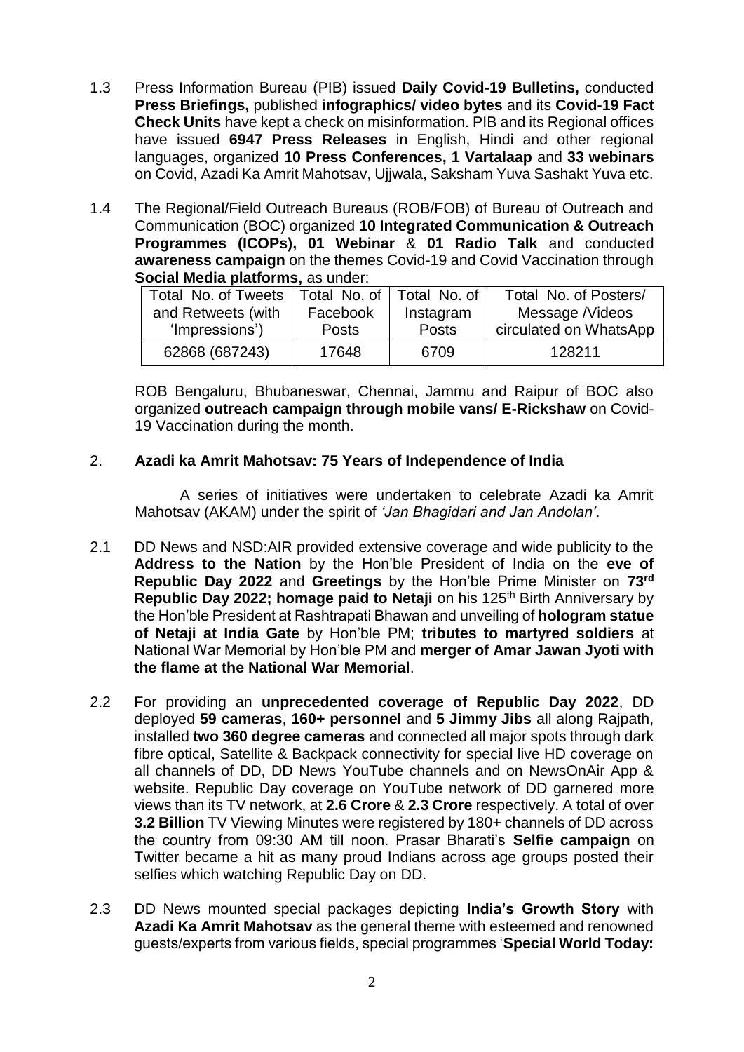1.3 Press Information Bureau (PIB) issued **Daily Covid-19 Bulletins,** conducted **Press Briefings,** published **infographics/ video bytes** and its **Covid-19 Fact Check Units** have kept a check on misinformation. PIB and its Regional offices have issued **6947 Press Releases** in English, Hindi and other regional languages, organized **10 Press Conferences, 1 Vartalaap** and **33 webinars** on Covid, Azadi Ka Amrit Mahotsav, Ujjwala, Saksham Yuva Sashakt Yuva etc.

1.4 The Regional/Field Outreach Bureaus (ROB/FOB) of Bureau of Outreach and Communication (BOC) organized **10 Integrated Communication & Outreach Programmes (ICOPs), 01 Webinar** & **01 Radio Talk** and conducted **awareness campaign** on the themes Covid-19 and Covid Vaccination through **Social Media platforms,** as under:

| Total No. of Tweets and Retweets (with 'Impressions') | Total No. of Facebook Posts | Total No. of Instagram Posts | Total No. of Posters/ Message /Videos circulated on WhatsApp |
|---|---|---|---|
| 62868 (687243) | 17648 | 6709 | 128211 |

ROB Bengaluru, Bhubaneswar, Chennai, Jammu and Raipur of BOC also organized **outreach campaign through mobile vans/ E-Rickshaw** on Covid-19 Vaccination during the month.

## 2. Azadi ka Amrit Mahotsav: 75 Years of Independence of India

A series of initiatives were undertaken to celebrate Azadi ka Amrit Mahotsav (AKAM) under the spirit of *'Jan Bhagidari and Jan Andolan'*.

2.1 DD News and NSD:AIR provided extensive coverage and wide publicity to the **Address to the Nation** by the Hon'ble President of India on the **eve of Republic Day 2022** and **Greetings** by the Hon'ble Prime Minister on **73rd Republic Day 2022; homage paid to Netaji** on his 125th Birth Anniversary by the Hon'ble President at Rashtrapati Bhawan and unveiling of **hologram statue of Netaji at India Gate** by Hon'ble PM; **tributes to martyred soldiers** at National War Memorial by Hon'ble PM and **merger of Amar Jawan Jyoti with the flame at the National War Memorial**.

2.2 For providing an **unprecedented coverage of Republic Day 2022**, DD deployed **59 cameras**, **160+ personnel** and **5 Jimmy Jibs** all along Rajpath, installed **two 360 degree cameras** and connected all major spots through dark fibre optical, Satellite & Backpack connectivity for special live HD coverage on all channels of DD, DD News YouTube channels and on NewsOnAir App & website. Republic Day coverage on YouTube network of DD garnered more views than its TV network, at **2.6 Crore** & **2.3 Crore** respectively. A total of over **3.2 Billion** TV Viewing Minutes were registered by 180+ channels of DD across the country from 09:30 AM till noon. Prasar Bharati's **Selfie campaign** on Twitter became a hit as many proud Indians across age groups posted their selfies which watching Republic Day on DD.

2.3 DD News mounted special packages depicting **India's Growth Story** with **Azadi Ka Amrit Mahotsav** as the general theme with esteemed and renowned guests/experts from various fields, special programmes '**Special World Today:**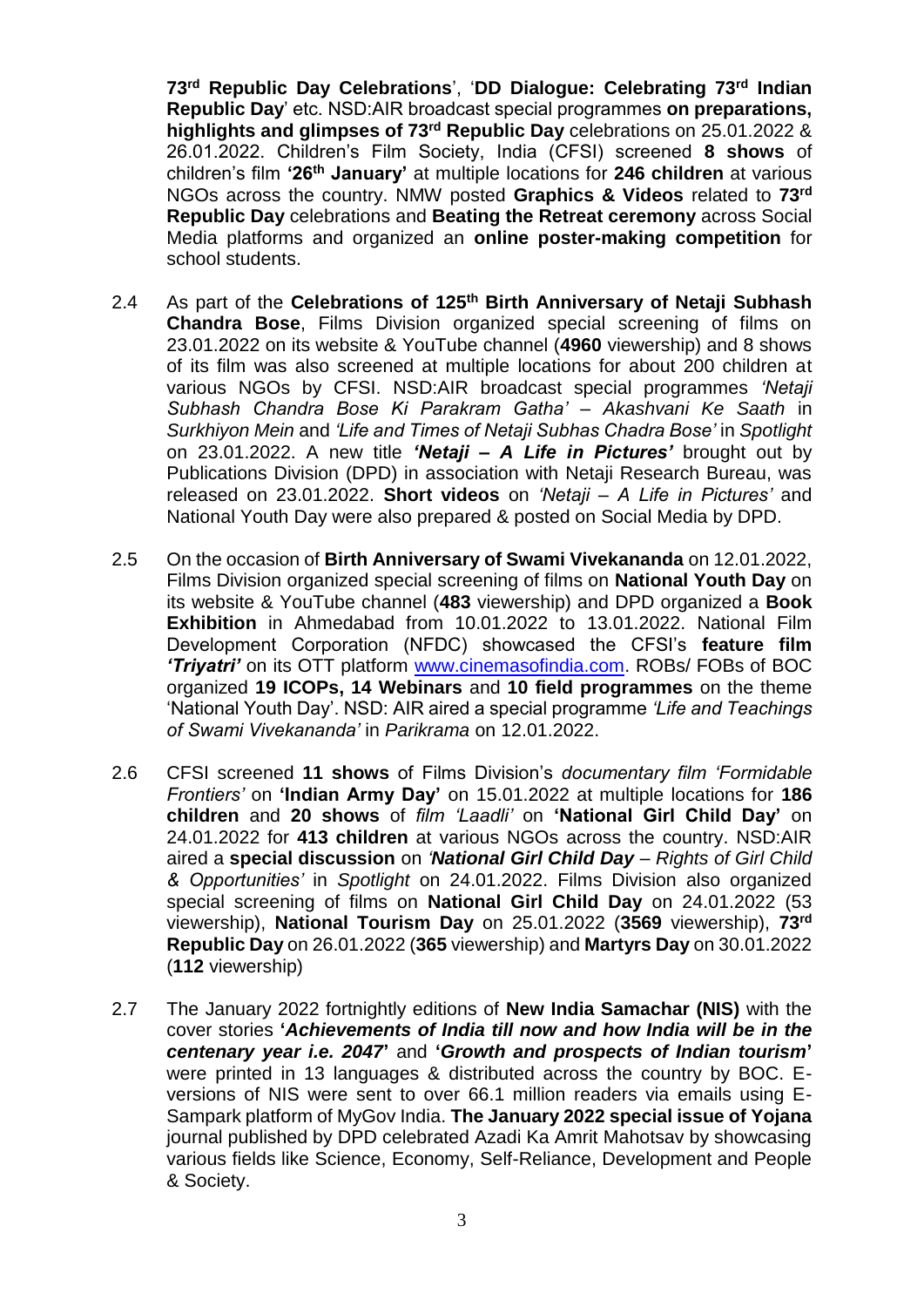**73rd Republic Day Celebrations**', '**DD Dialogue: Celebrating 73rd Indian Republic Day**' etc. NSD:AIR broadcast special programmes **on preparations, highlights and glimpses of 73rd Republic Day** celebrations on 25.01.2022 & 26.01.2022. Children's Film Society, India (CFSI) screened **8 shows** of children's film **'26th January'** at multiple locations for **246 children** at various NGOs across the country. NMW posted **Graphics & Videos** related to **73rd Republic Day** celebrations and **Beating the Retreat ceremony** across Social Media platforms and organized an **online poster-making competition** for school students.

2.4 As part of the **Celebrations of 125th Birth Anniversary of Netaji Subhash Chandra Bose**, Films Division organized special screening of films on 23.01.2022 on its website & YouTube channel (**4960** viewership) and 8 shows of its film was also screened at multiple locations for about 200 children at various NGOs by CFSI. NSD:AIR broadcast special programmes *'Netaji Subhash Chandra Bose Ki Parakram Gatha' – Akashvani Ke Saath* in *Surkhiyon Mein* and *'Life and Times of Netaji Subhas Chadra Bose'* in *Spotlight* on 23.01.2022. A new title ***'Netaji – A Life in Pictures'*** brought out by Publications Division (DPD) in association with Netaji Research Bureau, was released on 23.01.2022. **Short videos** on *'Netaji – A Life in Pictures'* and National Youth Day were also prepared & posted on Social Media by DPD.

2.5 On the occasion of **Birth Anniversary of Swami Vivekananda** on 12.01.2022, Films Division organized special screening of films on **National Youth Day** on its website & YouTube channel (**483** viewership) and DPD organized a **Book Exhibition** in Ahmedabad from 10.01.2022 to 13.01.2022. National Film Development Corporation (NFDC) showcased the CFSI's **feature film *'Triyatri'*** on its OTT platform [www.cinemasofindia.com](www.cinemasofindia.com). ROBs/ FOBs of BOC organized **19 ICOPs, 14 Webinars** and **10 field programmes** on the theme 'National Youth Day'. NSD: AIR aired a special programme *'Life and Teachings of Swami Vivekananda'* in *Parikrama* on 12.01.2022.

2.6 CFSI screened **11 shows** of Films Division's *documentary film 'Formidable Frontiers'* on **'Indian Army Day'** on 15.01.2022 at multiple locations for **186 children** and **20 shows** of *film 'Laadli'* on **'National Girl Child Day'** on 24.01.2022 for **413 children** at various NGOs across the country. NSD:AIR aired a **special discussion** on ***'National Girl Child Day*** *– Rights of Girl Child & Opportunities'* in *Spotlight* on 24.01.2022. Films Division also organized special screening of films on **National Girl Child Day** on 24.01.2022 (53 viewership), **National Tourism Day** on 25.01.2022 (**3569** viewership), **73rd Republic Day** on 26.01.2022 (**365** viewership) and **Martyrs Day** on 30.01.2022 (**112** viewership)

2.7 The January 2022 fortnightly editions of **New India Samachar (NIS)** with the cover stories **'*Achievements of India till now and how India will be in the centenary year i.e. 2047*'** and **'*Growth and prospects of Indian tourism*'** were printed in 13 languages & distributed across the country by BOC. E-versions of NIS were sent to over 66.1 million readers via emails using E-Sampark platform of MyGov India. **The January 2022 special issue of Yojana** journal published by DPD celebrated Azadi Ka Amrit Mahotsav by showcasing various fields like Science, Economy, Self-Reliance, Development and People & Society.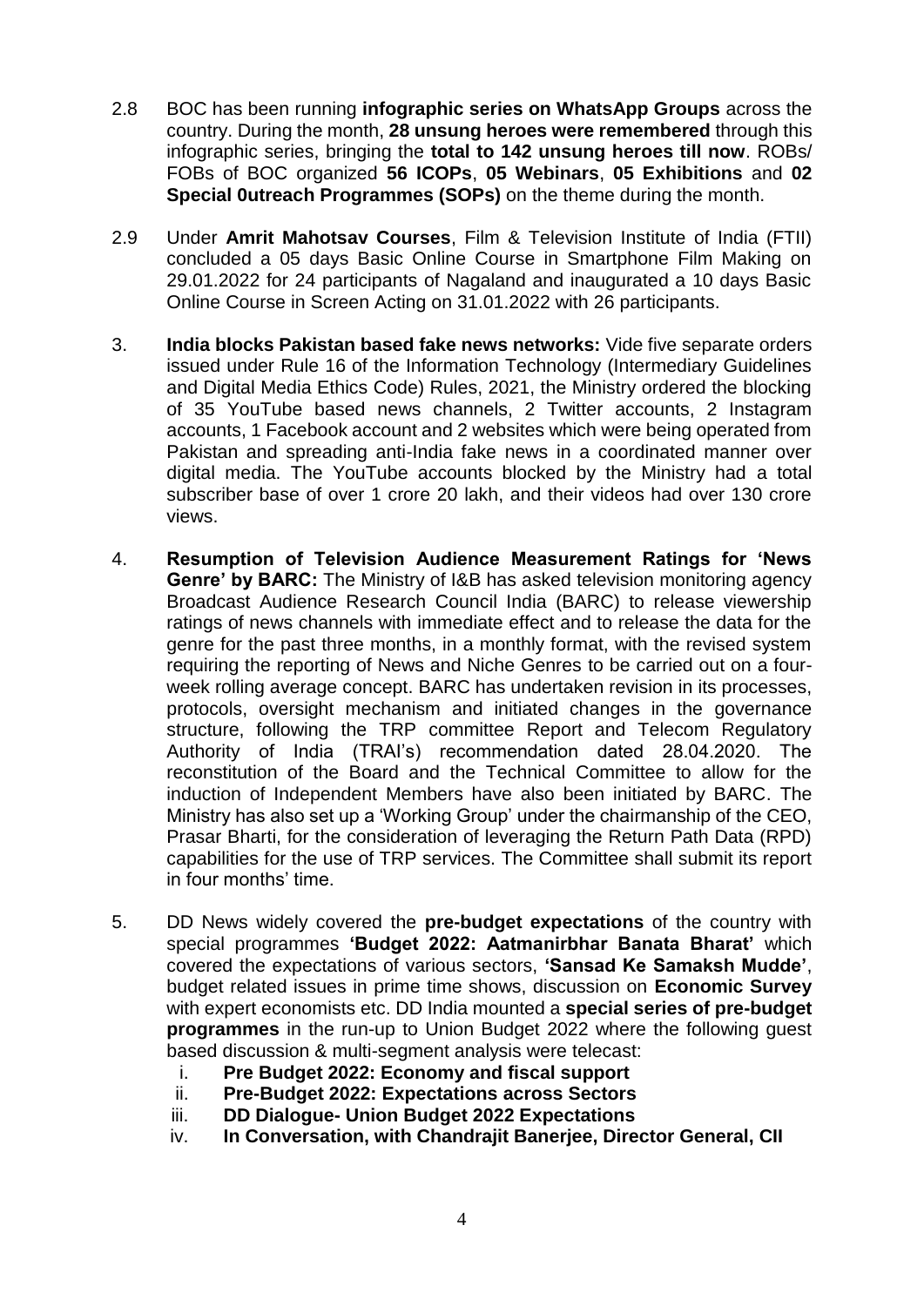2.8 BOC has been running **infographic series on WhatsApp Groups** across the country. During the month, **28 unsung heroes were remembered** through this infographic series, bringing the **total to 142 unsung heroes till now**. ROBs/ FOBs of BOC organized **56 ICOPs**, **05 Webinars**, **05 Exhibitions** and **02 Special 0utreach Programmes (SOPs)** on the theme during the month.

2.9 Under **Amrit Mahotsav Courses**, Film & Television Institute of India (FTII) concluded a 05 days Basic Online Course in Smartphone Film Making on 29.01.2022 for 24 participants of Nagaland and inaugurated a 10 days Basic Online Course in Screen Acting on 31.01.2022 with 26 participants.

3. **India blocks Pakistan based fake news networks:** Vide five separate orders issued under Rule 16 of the Information Technology (Intermediary Guidelines and Digital Media Ethics Code) Rules, 2021, the Ministry ordered the blocking of 35 YouTube based news channels, 2 Twitter accounts, 2 Instagram accounts, 1 Facebook account and 2 websites which were being operated from Pakistan and spreading anti-India fake news in a coordinated manner over digital media. The YouTube accounts blocked by the Ministry had a total subscriber base of over 1 crore 20 lakh, and their videos had over 130 crore views.

4. **Resumption of Television Audience Measurement Ratings for 'News Genre' by BARC:** The Ministry of I&B has asked television monitoring agency Broadcast Audience Research Council India (BARC) to release viewership ratings of news channels with immediate effect and to release the data for the genre for the past three months, in a monthly format, with the revised system requiring the reporting of News and Niche Genres to be carried out on a four-week rolling average concept. BARC has undertaken revision in its processes, protocols, oversight mechanism and initiated changes in the governance structure, following the TRP committee Report and Telecom Regulatory Authority of India (TRAI's) recommendation dated 28.04.2020. The reconstitution of the Board and the Technical Committee to allow for the induction of Independent Members have also been initiated by BARC. The Ministry has also set up a 'Working Group' under the chairmanship of the CEO, Prasar Bharti, for the consideration of leveraging the Return Path Data (RPD) capabilities for the use of TRP services. The Committee shall submit its report in four months' time.

5. DD News widely covered the **pre-budget expectations** of the country with special programmes **'Budget 2022: Aatmanirbhar Banata Bharat'** which covered the expectations of various sectors, **'Sansad Ke Samaksh Mudde'**, budget related issues in prime time shows, discussion on **Economic Survey** with expert economists etc. DD India mounted a **special series of pre-budget programmes** in the run-up to Union Budget 2022 where the following guest based discussion & multi-segment analysis were telecast:

   i. **Pre Budget 2022: Economy and fiscal support**
   ii. **Pre-Budget 2022: Expectations across Sectors**
   iii. **DD Dialogue- Union Budget 2022 Expectations**
   iv. **In Conversation, with Chandrajit Banerjee, Director General, CII**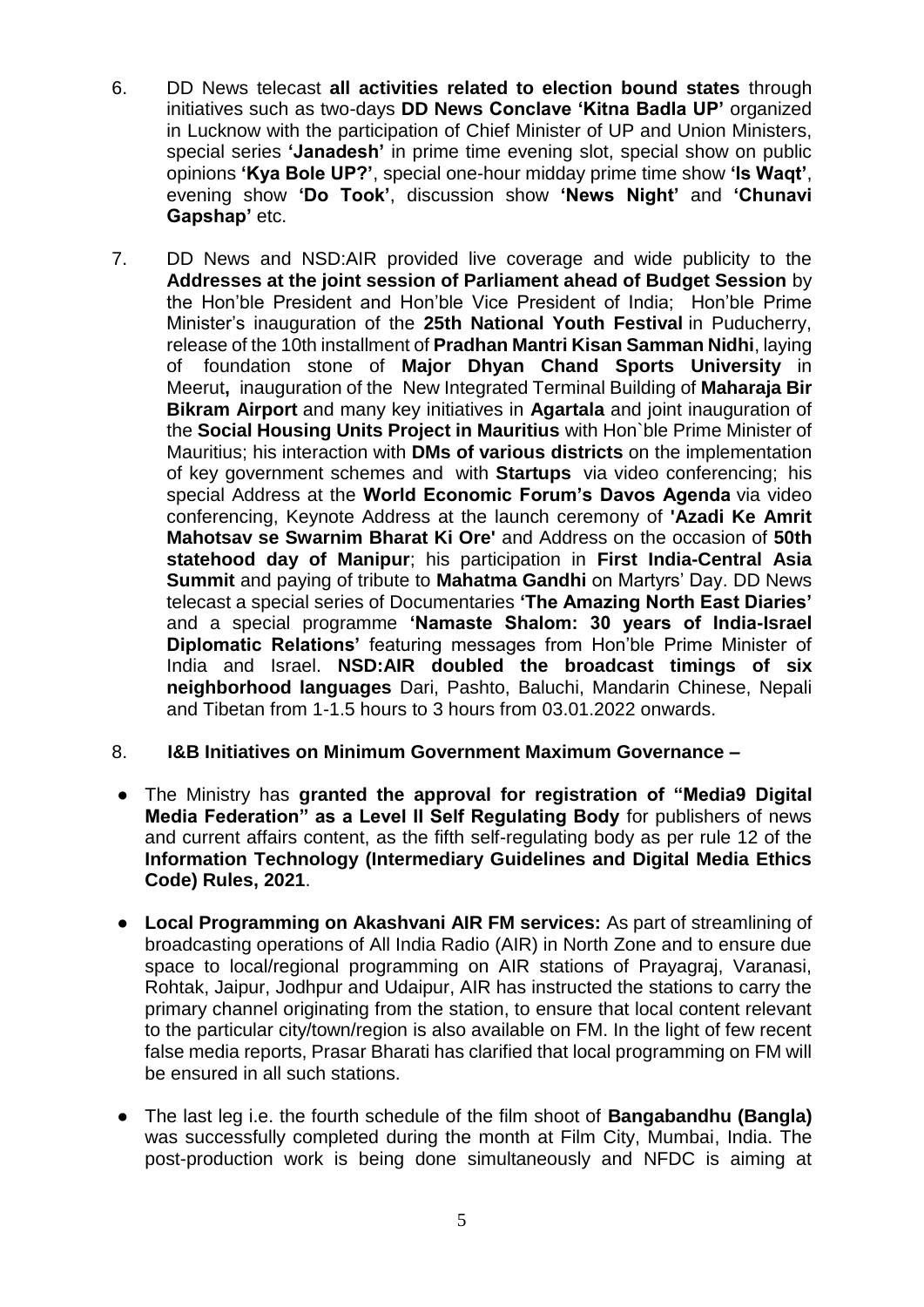6. DD News telecast **all activities related to election bound states** through initiatives such as two-days **DD News Conclave 'Kitna Badla UP'** organized in Lucknow with the participation of Chief Minister of UP and Union Ministers, special series **'Janadesh'** in prime time evening slot, special show on public opinions **'Kya Bole UP?'**, special one-hour midday prime time show **'Is Waqt'**, evening show **'Do Took'**, discussion show **'News Night'** and **'Chunavi Gapshap'** etc.

7. DD News and NSD:AIR provided live coverage and wide publicity to the **Addresses at the joint session of Parliament ahead of Budget Session** by the Hon'ble President and Hon'ble Vice President of India; Hon'ble Prime Minister's inauguration of the **25th National Youth Festival** in Puducherry, release of the 10th installment of **Pradhan Mantri Kisan Samman Nidhi**, laying of foundation stone of **Major Dhyan Chand Sports University** in Meerut**,** inauguration of the New Integrated Terminal Building of **Maharaja Bir Bikram Airport** and many key initiatives in **Agartala** and joint inauguration of the **Social Housing Units Project in Mauritius** with Hon`ble Prime Minister of Mauritius; his interaction with **DMs of various districts** on the implementation of key government schemes and with **Startups** via video conferencing; his special Address at the **World Economic Forum's Davos Agenda** via video conferencing, Keynote Address at the launch ceremony of **'Azadi Ke Amrit Mahotsav se Swarnim Bharat Ki Ore'** and Address on the occasion of **50th statehood day of Manipur**; his participation in **First India-Central Asia Summit** and paying of tribute to **Mahatma Gandhi** on Martyrs' Day. DD News telecast a special series of Documentaries **'The Amazing North East Diaries'** and a special programme **'Namaste Shalom: 30 years of India-Israel Diplomatic Relations'** featuring messages from Hon'ble Prime Minister of India and Israel. **NSD:AIR doubled the broadcast timings of six neighborhood languages** Dari, Pashto, Baluchi, Mandarin Chinese, Nepali and Tibetan from 1-1.5 hours to 3 hours from 03.01.2022 onwards.

8. **I&B Initiatives on Minimum Government Maximum Governance –**

- The Ministry has **granted the approval for registration of "Media9 Digital Media Federation" as a Level II Self Regulating Body** for publishers of news and current affairs content, as the fifth self-regulating body as per rule 12 of the **Information Technology (Intermediary Guidelines and Digital Media Ethics Code) Rules, 2021**.
- **Local Programming on Akashvani AIR FM services:** As part of streamlining of broadcasting operations of All India Radio (AIR) in North Zone and to ensure due space to local/regional programming on AIR stations of Prayagraj, Varanasi, Rohtak, Jaipur, Jodhpur and Udaipur, AIR has instructed the stations to carry the primary channel originating from the station, to ensure that local content relevant to the particular city/town/region is also available on FM. In the light of few recent false media reports, Prasar Bharati has clarified that local programming on FM will be ensured in all such stations.
- The last leg i.e. the fourth schedule of the film shoot of **Bangabandhu (Bangla)** was successfully completed during the month at Film City, Mumbai, India. The post-production work is being done simultaneously and NFDC is aiming at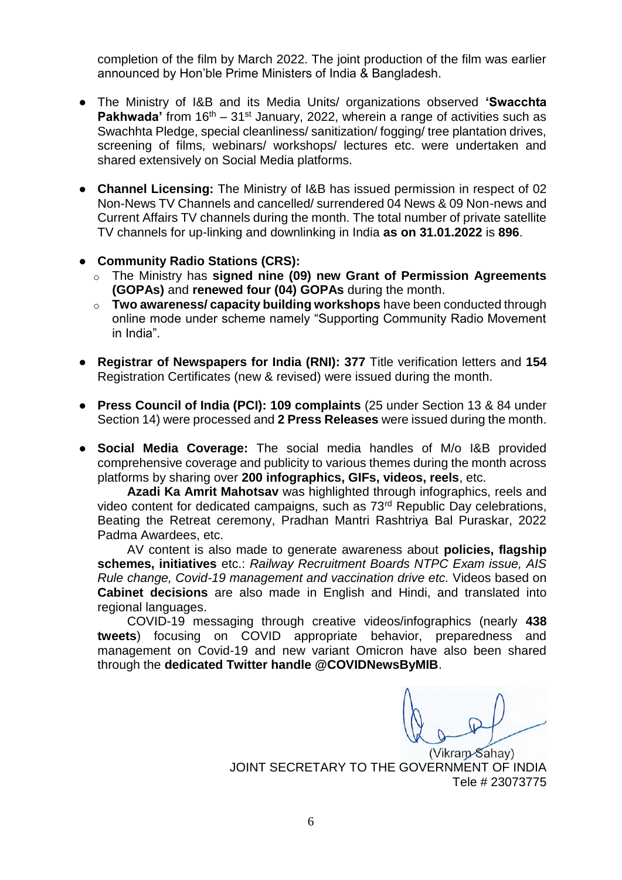completion of the film by March 2022. The joint production of the film was earlier announced by Hon'ble Prime Ministers of India & Bangladesh.

- The Ministry of I&B and its Media Units/ organizations observed **'Swacchta Pakhwada'** from 16th – 31st January, 2022, wherein a range of activities such as Swachhta Pledge, special cleanliness/ sanitization/ fogging/ tree plantation drives, screening of films, webinars/ workshops/ lectures etc. were undertaken and shared extensively on Social Media platforms.

- **Channel Licensing:** The Ministry of I&B has issued permission in respect of 02 Non-News TV Channels and cancelled/ surrendered 04 News & 09 Non-news and Current Affairs TV channels during the month. The total number of private satellite TV channels for up-linking and downlinking in India **as on 31.01.2022** is **896**.

- **Community Radio Stations (CRS):**
  - The Ministry has **signed nine (09) new Grant of Permission Agreements (GOPAs)** and **renewed four (04) GOPAs** during the month.
  - **Two awareness/ capacity building workshops** have been conducted through online mode under scheme namely "Supporting Community Radio Movement in India".

- **Registrar of Newspapers for India (RNI): 377** Title verification letters and **154** Registration Certificates (new & revised) were issued during the month.

- **Press Council of India (PCI): 109 complaints** (25 under Section 13 & 84 under Section 14) were processed and **2 Press Releases** were issued during the month.

- **Social Media Coverage:** The social media handles of M/o I&B provided comprehensive coverage and publicity to various themes during the month across platforms by sharing over **200 infographics, GIFs, videos, reels**, etc.

  **Azadi Ka Amrit Mahotsav** was highlighted through infographics, reels and video content for dedicated campaigns, such as 73rd Republic Day celebrations, Beating the Retreat ceremony, Pradhan Mantri Rashtriya Bal Puraskar, 2022 Padma Awardees, etc.

  AV content is also made to generate awareness about **policies, flagship schemes, initiatives** etc.: *Railway Recruitment Boards NTPC Exam issue, AIS Rule change, Covid-19 management and vaccination drive etc.* Videos based on **Cabinet decisions** are also made in English and Hindi, and translated into regional languages.

  COVID-19 messaging through creative videos/infographics (nearly **438 tweets**) focusing on COVID appropriate behavior, preparedness and management on Covid-19 and new variant Omicron have also been shared through the **dedicated Twitter handle @COVIDNewsByMIB**.

(Vikram Sahay)
JOINT SECRETARY TO THE GOVERNMENT OF INDIA
Tele # 23073775